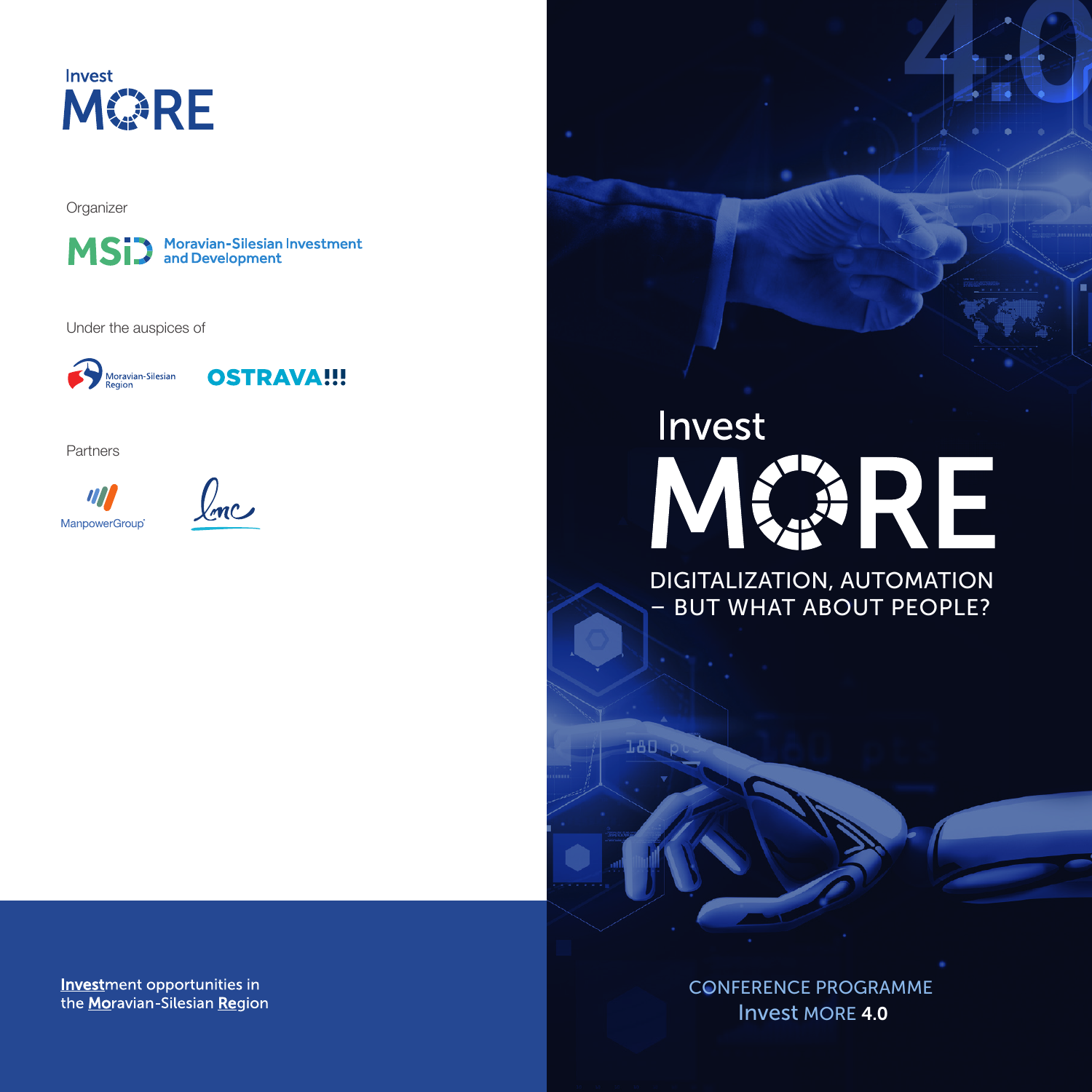Invest MORE

Organizer

Moravian-Silesian Investment and Development

Under the auspices of

Moravian-Silesian Region

OSTRAVA!!!

Partners

ManpowerGroup

**Invest**ment opportunities in the **Mo**ravian-Silesian **Re**gion

# Invest MORE

## DIGITALIZATION, AUTOMATION – BUT WHAT ABOUT PEOPLE?

CONFERENCE PROGRAMME

Invest MORE **4.0**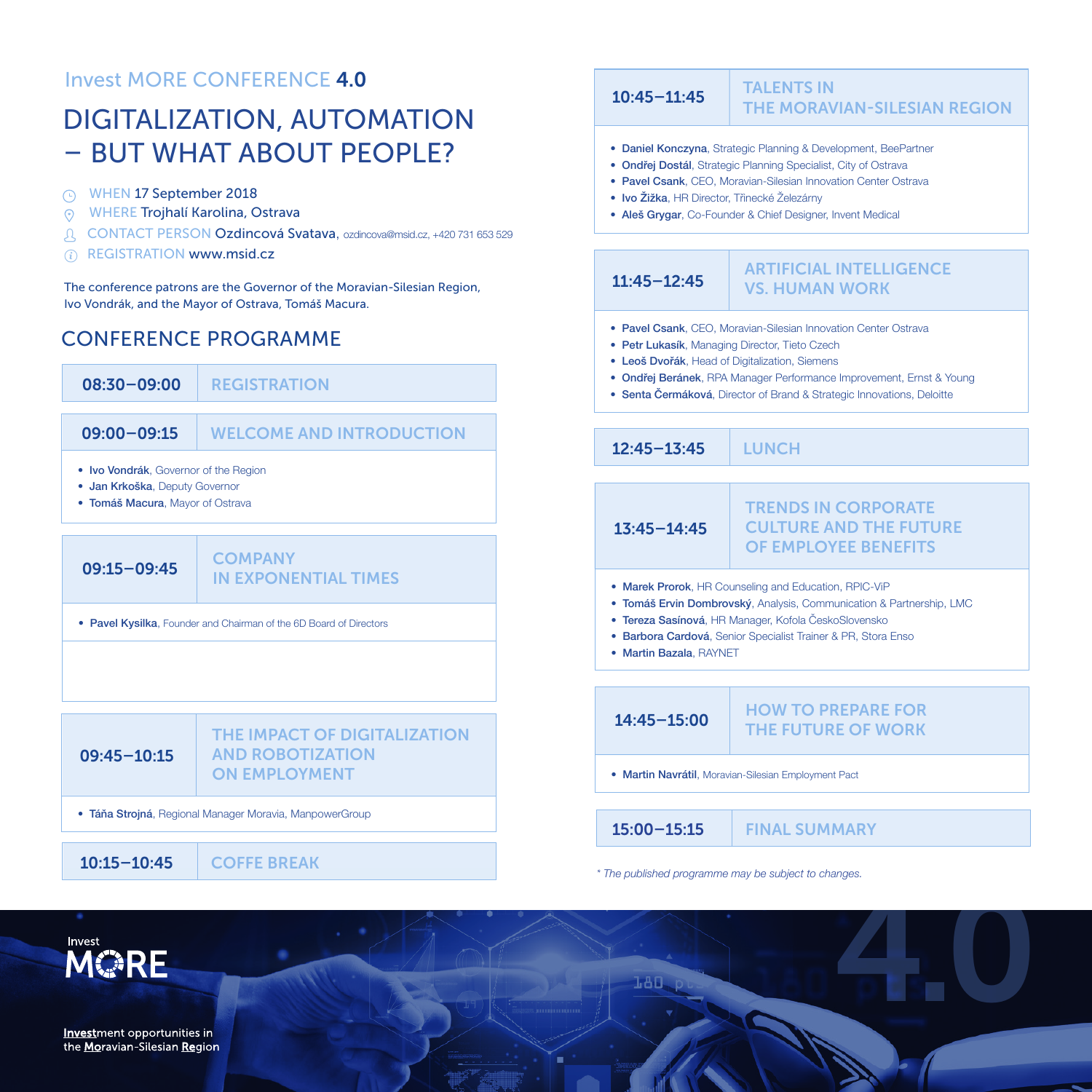Invest MORE CONFERENCE **4.0**

# DIGITALIZATION, AUTOMATION – BUT WHAT ABOUT PEOPLE?

- WHEN 17 September 2018
- WHERE Trojhalí Karolina, Ostrava
- CONTACT PERSON Ozdincová Svatava, ozdincova@msid.cz, +420 731 653 529
- REGISTRATION www.msid.cz

The conference patrons are the Governor of the Moravian-Silesian Region, Ivo Vondrák, and the Mayor of Ostrava, Tomáš Macura.

## CONFERENCE PROGRAMME

### 08:30–09:00 REGISTRATION

### 09:00–09:15 WELCOME AND INTRODUCTION

- **Ivo Vondrák**, Governor of the Region
- **Jan Krkoška**, Deputy Governor
- **Tomáš Macura**, Mayor of Ostrava

### 09:15–09:45 COMPANY IN EXPONENTIAL TIMES

- **Pavel Kysilka**, Founder and Chairman of the 6D Board of Directors

### 09:45–10:15 THE IMPACT OF DIGITALIZATION AND ROBOTIZATION ON EMPLOYMENT

- **Táňa Strojná**, Regional Manager Moravia, ManpowerGroup

### 10:15–10:45 COFFE BREAK

### 10:45–11:45 TALENTS IN THE MORAVIAN-SILESIAN REGION

- **Daniel Konczyna**, Strategic Planning & Development, BeePartner
- **Ondřej Dostál**, Strategic Planning Specialist, City of Ostrava
- **Pavel Csank**, CEO, Moravian-Silesian Innovation Center Ostrava
- **Ivo Žižka**, HR Director, Třinecké Železárny
- **Aleš Grygar**, Co-Founder & Chief Designer, Invent Medical

### 11:45–12:45 ARTIFICIAL INTELLIGENCE VS. HUMAN WORK

- **Pavel Csank**, CEO, Moravian-Silesian Innovation Center Ostrava
- **Petr Lukasík**, Managing Director, Tieto Czech
- **Leoš Dvořák**, Head of Digitalization, Siemens
- **Ondřej Beránek**, RPA Manager Performance Improvement, Ernst & Young
- **Senta Čermáková**, Director of Brand & Strategic Innovations, Deloitte

### 12:45–13:45 LUNCH

### 13:45–14:45 TRENDS IN CORPORATE CULTURE AND THE FUTURE OF EMPLOYEE BENEFITS

- **Marek Prorok**, HR Counseling and Education, RPIC-ViP
- **Tomáš Ervin Dombrovský**, Analysis, Communication & Partnership, LMC
- **Tereza Sasínová**, HR Manager, Kofola ČeskoSlovensko
- **Barbora Cardová**, Senior Specialist Trainer & PR, Stora Enso
- **Martin Bazala**, RAYNET

### 14:45–15:00 HOW TO PREPARE FOR THE FUTURE OF WORK

- **Martin Navrátil**, Moravian-Silesian Employment Pact

### 15:00–15:15 FINAL SUMMARY

*\* The published programme may be subject to changes.*

Invest MORE

Investment opportunities in the Moravian-Silesian Region